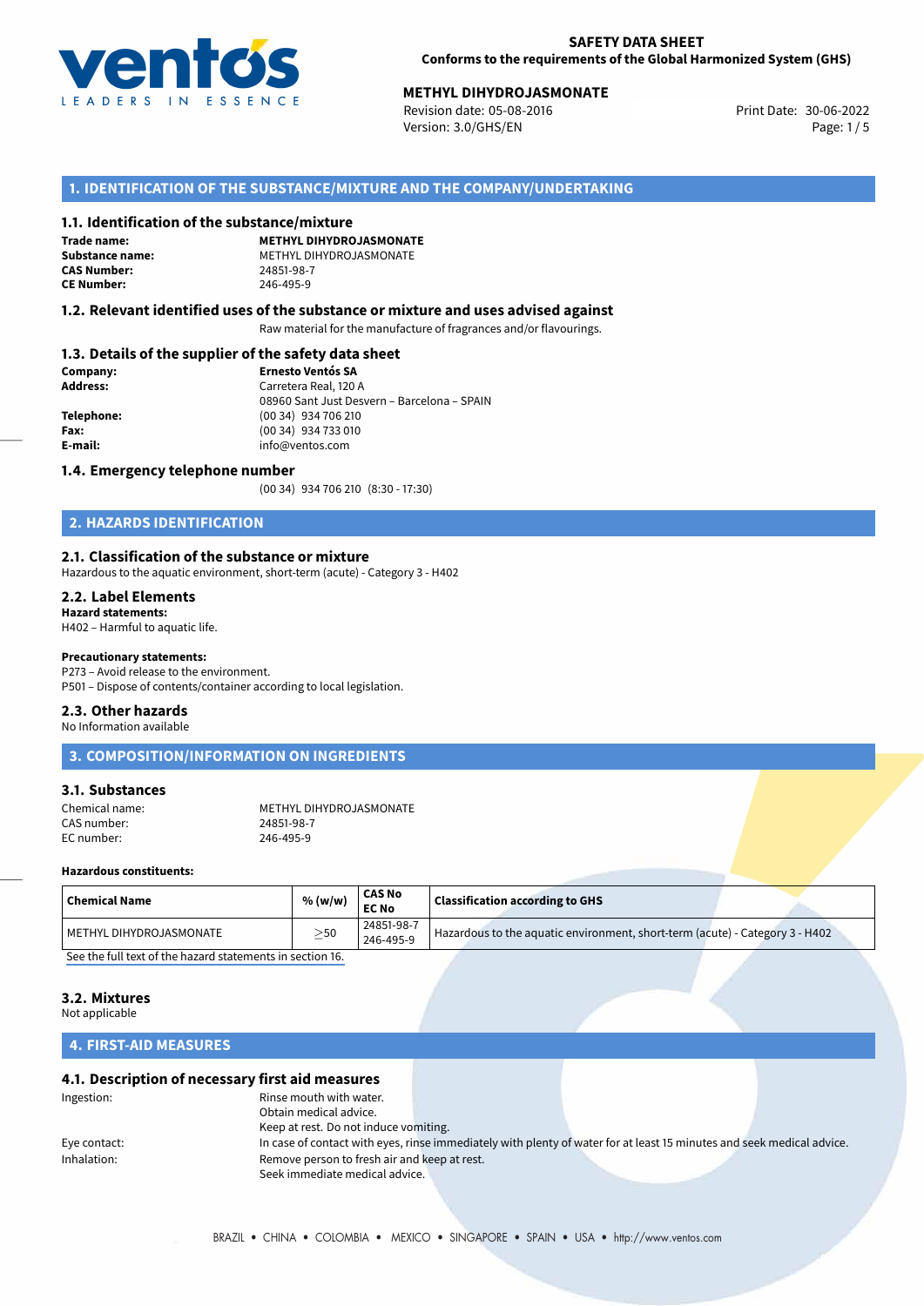**SAFETY DATA SHEET**
**Conforms to the requirements of the Global Harmonized System (GHS)**

**METHYL DIHYDROJASMONATE**
Revision date: 05-08-2016
Version: 3.0/GHS/EN
Print Date: 30-06-2022

## 1. IDENTIFICATION OF THE SUBSTANCE/MIXTURE AND THE COMPANY/UNDERTAKING

### 1.1. Identification of the substance/mixture

**Trade name:** **METHYL DIHYDROJASMONATE**
**Substance name:** METHYL DIHYDROJASMONATE
**CAS Number:** 24851-98-7
**CE Number:** 246-495-9

### 1.2. Relevant identified uses of the substance or mixture and uses advised against

Raw material for the manufacture of fragrances and/or flavourings.

### 1.3. Details of the supplier of the safety data sheet

**Company:** **Ernesto Ventós SA**
**Address:** Carretera Real, 120 A
08960 Sant Just Desvern – Barcelona – SPAIN
**Telephone:** (00 34) 934 706 210
**Fax:** (00 34) 934 733 010
**E-mail:** info@ventos.com

### 1.4. Emergency telephone number

(00 34) 934 706 210 (8:30 - 17:30)

## 2. HAZARDS IDENTIFICATION

### 2.1. Classification of the substance or mixture

Hazardous to the aquatic environment, short-term (acute) - Category 3 - H402

### 2.2. Label Elements

**Hazard statements:**
H402 – Harmful to aquatic life.

**Precautionary statements:**
P273 – Avoid release to the environment.
P501 – Dispose of contents/container according to local legislation.

### 2.3. Other hazards

No Information available

## 3. COMPOSITION/INFORMATION ON INGREDIENTS

### 3.1. Substances

Chemical name: METHYL DIHYDROJASMONATE
CAS number: 24851-98-7
EC number: 246-495-9

**Hazardous constituents:**

| Chemical Name | % (w/w) | CAS No EC No | Classification according to GHS |
|---|---|---|---|
| METHYL DIHYDROJASMONATE | ≥50 | 24851-98-7 246-495-9 | Hazardous to the aquatic environment, short-term (acute) - Category 3 - H402 |

See the full text of the hazard statements in section 16.

### 3.2. Mixtures

Not applicable

## 4. FIRST-AID MEASURES

### 4.1. Description of necessary first aid measures

Ingestion: Rinse mouth with water.
Obtain medical advice.
Keep at rest. Do not induce vomiting.

Eye contact: In case of contact with eyes, rinse immediately with plenty of water for at least 15 minutes and seek medical advice.

Inhalation: Remove person to fresh air and keep at rest.
Seek immediate medical advice.

BRAZIL • CHINA • COLOMBIA • MEXICO • SINGAPORE • SPAIN • USA • http://www.ventos.com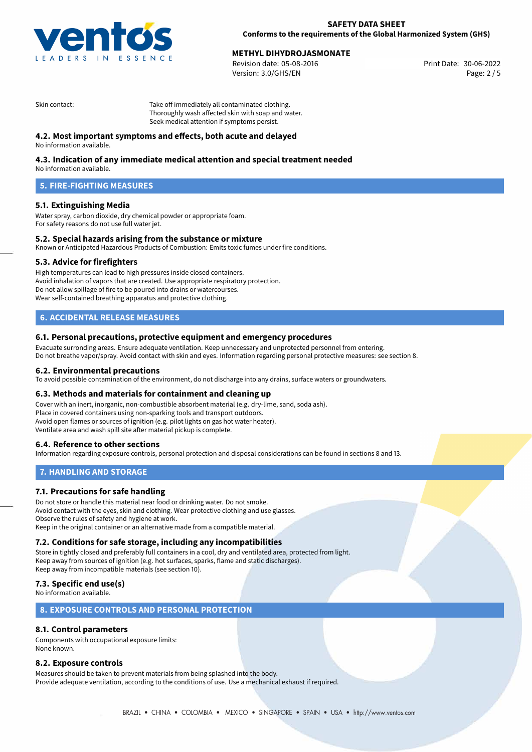Skin contact: Take off immediately all contaminated clothing.
Thoroughly wash affected skin with soap and water.
Seek medical attention if symptoms persist.

### 4.2. Most important symptoms and effects, both acute and delayed

No information available.

### 4.3. Indication of any immediate medical attention and special treatment needed

No information available.

## 5. FIRE-FIGHTING MEASURES

### 5.1. Extinguishing Media

Water spray, carbon dioxide, dry chemical powder or appropriate foam.
For safety reasons do not use full water jet.

### 5.2. Special hazards arising from the substance or mixture

Known or Anticipated Hazardous Products of Combustion: Emits toxic fumes under fire conditions.

### 5.3. Advice for firefighters

High temperatures can lead to high pressures inside closed containers.
Avoid inhalation of vapors that are created. Use appropriate respiratory protection.
Do not allow spillage of fire to be poured into drains or watercourses.
Wear self-contained breathing apparatus and protective clothing.

## 6. ACCIDENTAL RELEASE MEASURES

### 6.1. Personal precautions, protective equipment and emergency procedures

Evacuate surronding areas. Ensure adequate ventilation. Keep unnecessary and unprotected personnel from entering.
Do not breathe vapor/spray. Avoid contact with skin and eyes. Information regarding personal protective measures: see section 8.

### 6.2. Environmental precautions

To avoid possible contamination of the environment, do not discharge into any drains, surface waters or groundwaters.

### 6.3. Methods and materials for containment and cleaning up

Cover with an inert, inorganic, non-combustible absorbent material (e.g. dry-lime, sand, soda ash).
Place in covered containers using non-sparking tools and transport outdoors.
Avoid open flames or sources of ignition (e.g. pilot lights on gas hot water heater).
Ventilate area and wash spill site after material pickup is complete.

### 6.4. Reference to other sections

Information regarding exposure controls, personal protection and disposal considerations can be found in sections 8 and 13.

## 7. HANDLING AND STORAGE

### 7.1. Precautions for safe handling

Do not store or handle this material near food or drinking water. Do not smoke.
Avoid contact with the eyes, skin and clothing. Wear protective clothing and use glasses.
Observe the rules of safety and hygiene at work.
Keep in the original container or an alternative made from a compatible material.

### 7.2. Conditions for safe storage, including any incompatibilities

Store in tightly closed and preferably full containers in a cool, dry and ventilated area, protected from light.
Keep away from sources of ignition (e.g. hot surfaces, sparks, flame and static discharges).
Keep away from incompatible materials (see section 10).

### 7.3. Specific end use(s)

No information available.

## 8. EXPOSURE CONTROLS AND PERSONAL PROTECTION

### 8.1. Control parameters

Components with occupational exposure limits:
None known.

### 8.2. Exposure controls

Measures should be taken to prevent materials from being splashed into the body.
Provide adequate ventilation, according to the conditions of use. Use a mechanical exhaust if required.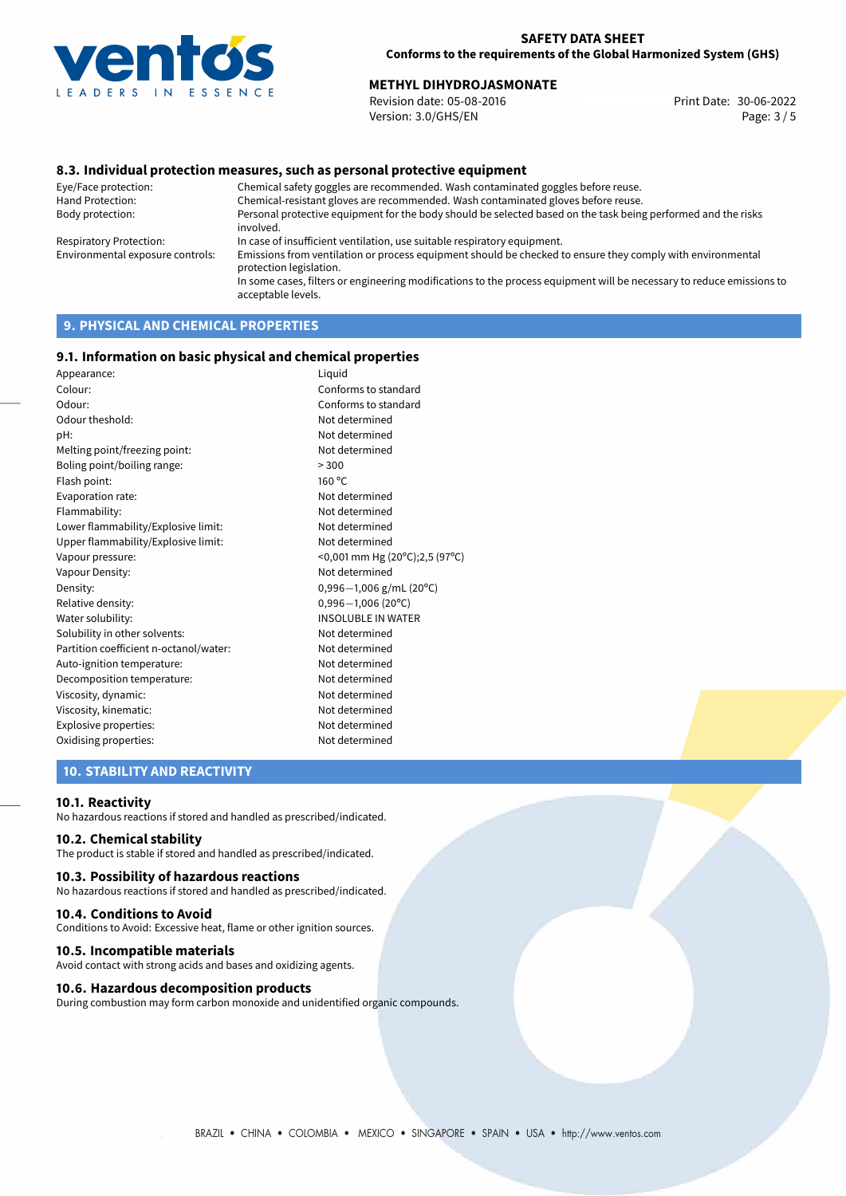### 8.3. Individual protection measures, such as personal protective equipment

| | |
|---|---|
| Eye/Face protection: | Chemical safety goggles are recommended. Wash contaminated goggles before reuse. |
| Hand Protection: | Chemical-resistant gloves are recommended. Wash contaminated gloves before reuse. |
| Body protection: | Personal protective equipment for the body should be selected based on the task being performed and the risks involved. |
| Respiratory Protection: | In case of insufficient ventilation, use suitable respiratory equipment. |
| Environmental exposure controls: | Emissions from ventilation or process equipment should be checked to ensure they comply with environmental protection legislation. In some cases, filters or engineering modifications to the process equipment will be necessary to reduce emissions to acceptable levels. |

## 9. PHYSICAL AND CHEMICAL PROPERTIES

### 9.1. Information on basic physical and chemical properties

| | |
|---|---|
| Appearance: | Liquid |
| Colour: | Conforms to standard |
| Odour: | Conforms to standard |
| Odour theshold: | Not determined |
| pH: | Not determined |
| Melting point/freezing point: | Not determined |
| Boling point/boiling range: | > 300 |
| Flash point: | 160 °C |
| Evaporation rate: | Not determined |
| Flammability: | Not determined |
| Lower flammability/Explosive limit: | Not determined |
| Upper flammability/Explosive limit: | Not determined |
| Vapour pressure: | <0,001 mm Hg (20°C);2,5 (97°C) |
| Vapour Density: | Not determined |
| Density: | 0,996−1,006 g/mL (20°C) |
| Relative density: | 0,996−1,006 (20°C) |
| Water solubility: | INSOLUBLE IN WATER |
| Solubility in other solvents: | Not determined |
| Partition coefficient n-octanol/water: | Not determined |
| Auto-ignition temperature: | Not determined |
| Decomposition temperature: | Not determined |
| Viscosity, dynamic: | Not determined |
| Viscosity, kinematic: | Not determined |
| Explosive properties: | Not determined |
| Oxidising properties: | Not determined |

## 10. STABILITY AND REACTIVITY

### 10.1. Reactivity

No hazardous reactions if stored and handled as prescribed/indicated.

### 10.2. Chemical stability

The product is stable if stored and handled as prescribed/indicated.

### 10.3. Possibility of hazardous reactions

No hazardous reactions if stored and handled as prescribed/indicated.

### 10.4. Conditions to Avoid

Conditions to Avoid: Excessive heat, flame or other ignition sources.

### 10.5. Incompatible materials

Avoid contact with strong acids and bases and oxidizing agents.

### 10.6. Hazardous decomposition products

During combustion may form carbon monoxide and unidentified organic compounds.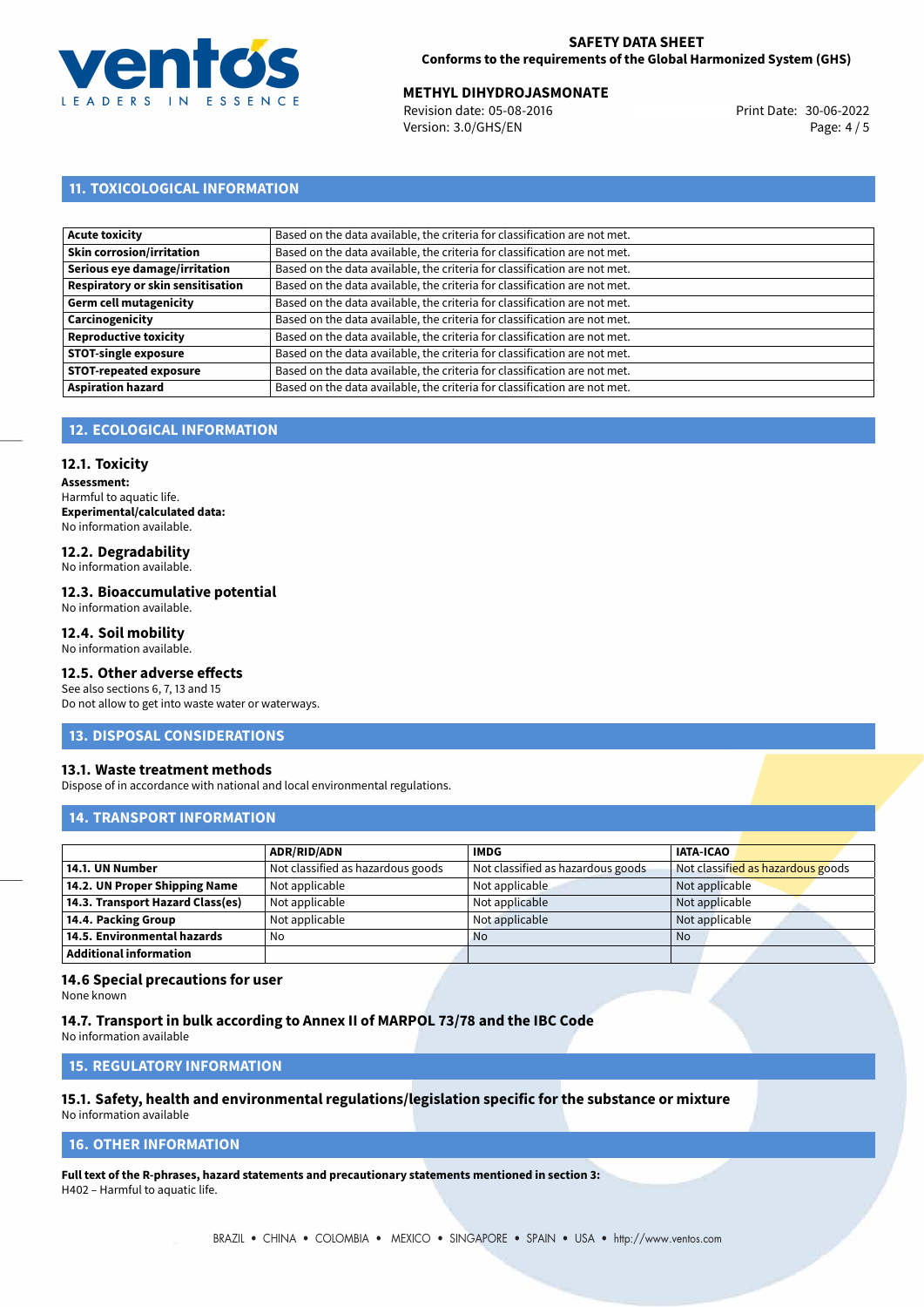## 11. TOXICOLOGICAL INFORMATION

| | |
|---|---|
| **Acute toxicity** | Based on the data available, the criteria for classification are not met. |
| **Skin corrosion/irritation** | Based on the data available, the criteria for classification are not met. |
| **Serious eye damage/irritation** | Based on the data available, the criteria for classification are not met. |
| **Respiratory or skin sensitisation** | Based on the data available, the criteria for classification are not met. |
| **Germ cell mutagenicity** | Based on the data available, the criteria for classification are not met. |
| **Carcinogenicity** | Based on the data available, the criteria for classification are not met. |
| **Reproductive toxicity** | Based on the data available, the criteria for classification are not met. |
| **STOT-single exposure** | Based on the data available, the criteria for classification are not met. |
| **STOT-repeated exposure** | Based on the data available, the criteria for classification are not met. |
| **Aspiration hazard** | Based on the data available, the criteria for classification are not met. |

## 12. ECOLOGICAL INFORMATION

### 12.1. Toxicity

**Assessment:**
Harmful to aquatic life.
**Experimental/calculated data:**
No information available.

### 12.2. Degradability

No information available.

### 12.3. Bioaccumulative potential

No information available.

### 12.4. Soil mobility

No information available.

### 12.5. Other adverse effects

See also sections 6, 7, 13 and 15
Do not allow to get into waste water or waterways.

## 13. DISPOSAL CONSIDERATIONS

### 13.1. Waste treatment methods

Dispose of in accordance with national and local environmental regulations.

## 14. TRANSPORT INFORMATION

| | ADR/RID/ADN | IMDG | IATA-ICAO |
|---|---|---|---|
| **14.1. UN Number** | Not classified as hazardous goods | Not classified as hazardous goods | Not classified as hazardous goods |
| **14.2. UN Proper Shipping Name** | Not applicable | Not applicable | Not applicable |
| **14.3. Transport Hazard Class(es)** | Not applicable | Not applicable | Not applicable |
| **14.4. Packing Group** | Not applicable | Not applicable | Not applicable |
| **14.5. Environmental hazards** | No | No | No |
| **Additional information** | | | |

### 14.6 Special precautions for user

None known

### 14.7. Transport in bulk according to Annex II of MARPOL 73/78 and the IBC Code

No information available

## 15. REGULATORY INFORMATION

### 15.1. Safety, health and environmental regulations/legislation specific for the substance or mixture

No information available

## 16. OTHER INFORMATION

**Full text of the R-phrases, hazard statements and precautionary statements mentioned in section 3:**
H402 – Harmful to aquatic life.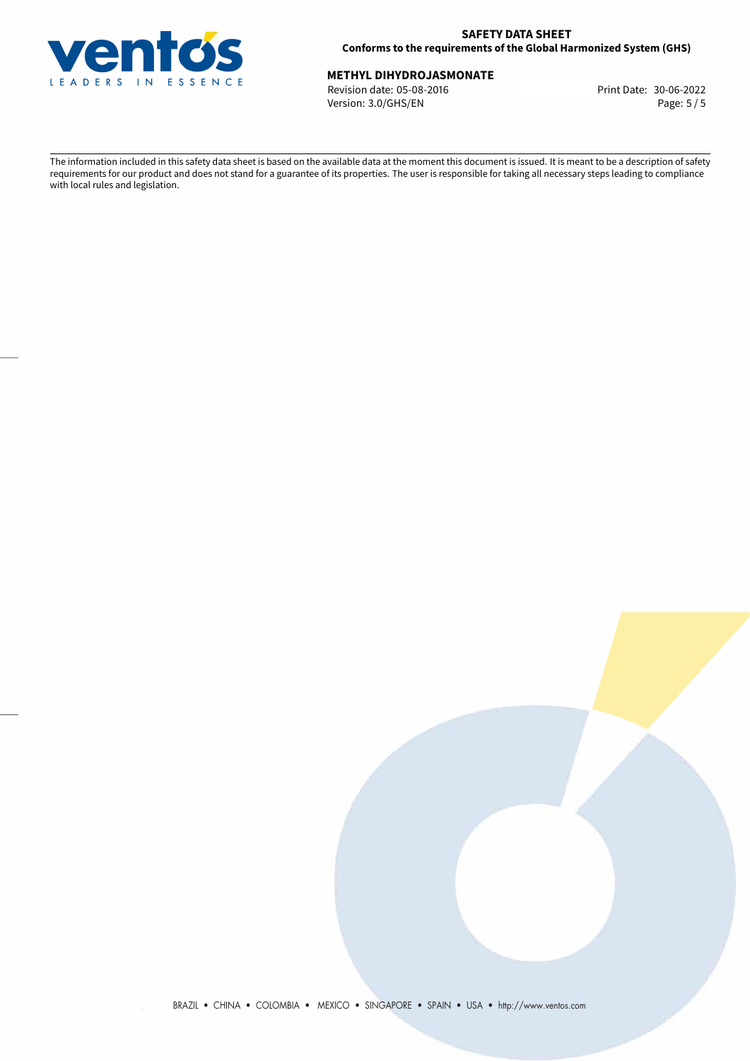The information included in this safety data sheet is based on the available data at the moment this document is issued. It is meant to be a description of safety requirements for our product and does not stand for a guarantee of its properties. The user is responsible for taking all necessary steps leading to compliance with local rules and legislation.